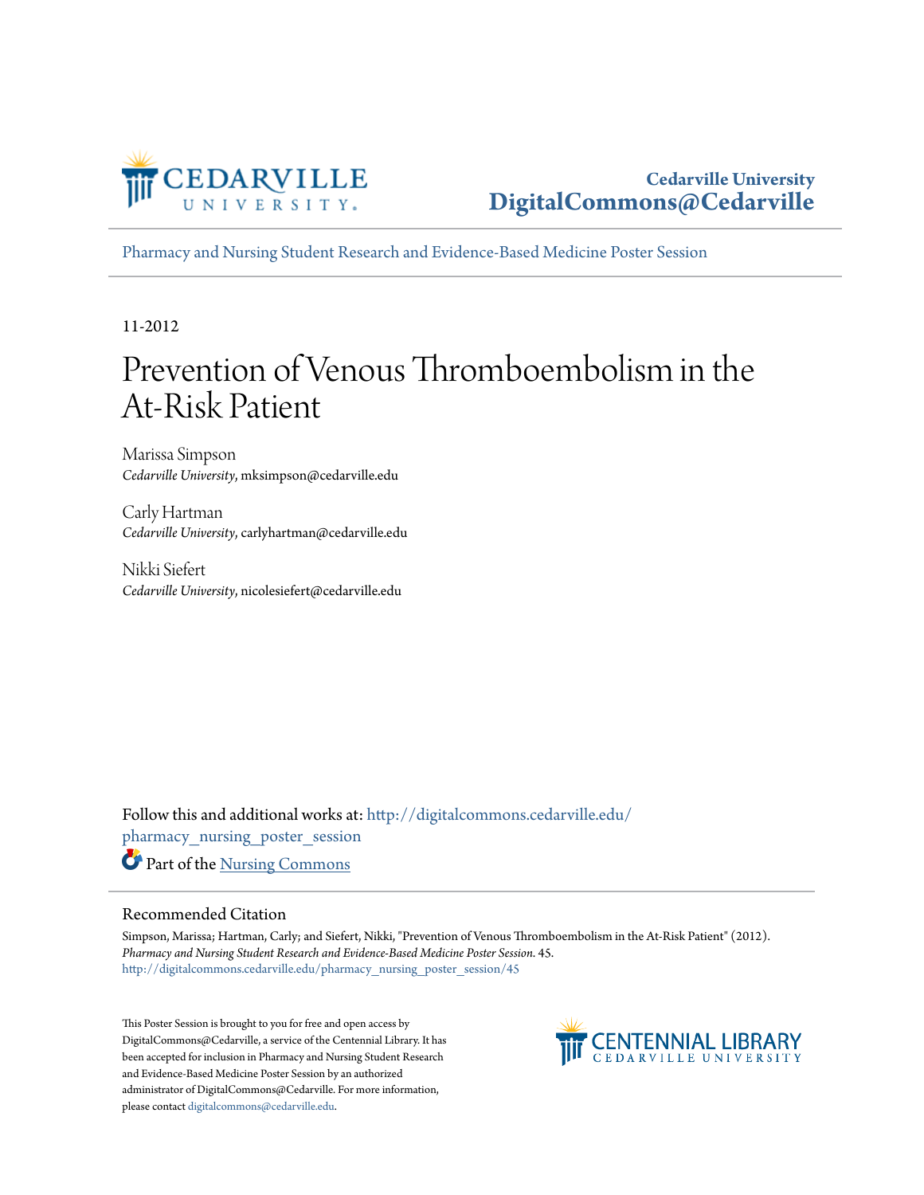Cedarville University
DigitalCommons@Cedarville

Pharmacy and Nursing Student Research and Evidence-Based Medicine Poster Session

11-2012

# Prevention of Venous Thromboembolism in the At-Risk Patient

Marissa Simpson
*Cedarville University*, mksimpson@cedarville.edu

Carly Hartman
*Cedarville University*, carlyhartman@cedarville.edu

Nikki Siefert
*Cedarville University*, nicolesiefert@cedarville.edu

Follow this and additional works at: http://digitalcommons.cedarville.edu/pharmacy_nursing_poster_session

Part of the Nursing Commons

## Recommended Citation

Simpson, Marissa; Hartman, Carly; and Siefert, Nikki, "Prevention of Venous Thromboembolism in the At-Risk Patient" (2012). *Pharmacy and Nursing Student Research and Evidence-Based Medicine Poster Session*. 45.
http://digitalcommons.cedarville.edu/pharmacy_nursing_poster_session/45

This Poster Session is brought to you for free and open access by DigitalCommons@Cedarville, a service of the Centennial Library. It has been accepted for inclusion in Pharmacy and Nursing Student Research and Evidence-Based Medicine Poster Session by an authorized administrator of DigitalCommons@Cedarville. For more information, please contact digitalcommons@cedarville.edu.

CENTENNIAL LIBRARY
CEDARVILLE UNIVERSITY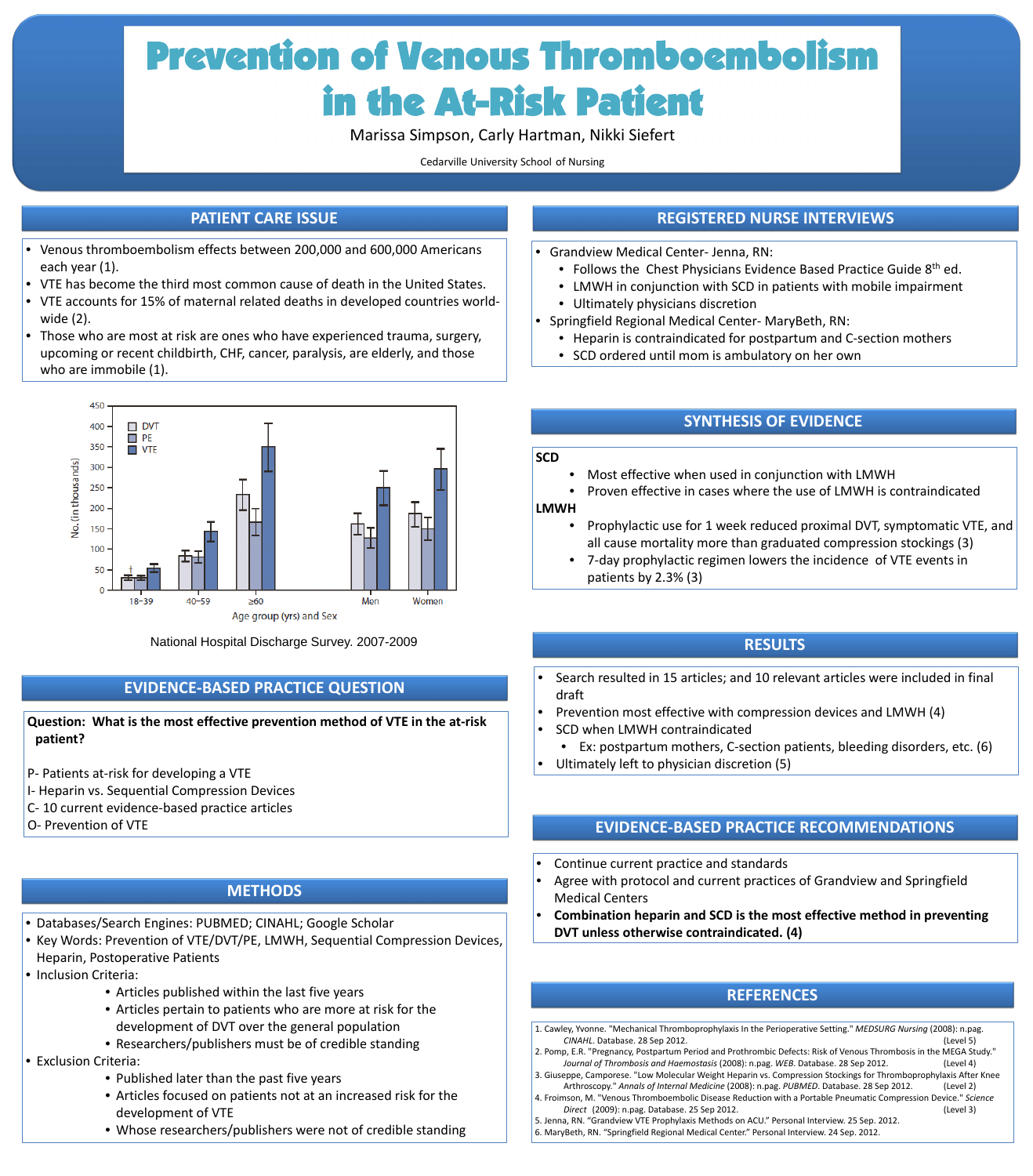# Prevention of Venous Thromboembolism in the At-Risk Patient

Marissa Simpson, Carly Hartman, Nikki Siefert

Cedarville University School of Nursing

## PATIENT CARE ISSUE

- Venous thromboembolism effects between 200,000 and 600,000 Americans each year (1).
- VTE has become the third most common cause of death in the United States.
- VTE accounts for 15% of maternal related deaths in developed countries world-wide (2).
- Those who are most at risk are ones who have experienced trauma, surgery, upcoming or recent childbirth, CHF, cancer, paralysis, are elderly, and those who are immobile (1).

DVT
PE
VTE
No. (in thousands)
0
50
100
150
200
250
300
350
400
450
18–39
40–59
≥60
Men
Women
Age group (yrs) and Sex

National Hospital Discharge Survey. 2007-2009

## EVIDENCE-BASED PRACTICE QUESTION

**Question: What is the most effective prevention method of VTE in the at-risk patient?**

P- Patients at-risk for developing a VTE
I- Heparin vs. Sequential Compression Devices
C- 10 current evidence-based practice articles
O- Prevention of VTE

## METHODS

- Databases/Search Engines: PUBMED; CINAHL; Google Scholar
- Key Words: Prevention of VTE/DVT/PE, LMWH, Sequential Compression Devices, Heparin, Postoperative Patients
- Inclusion Criteria:
  - Articles published within the last five years
  - Articles pertain to patients who are more at risk for the development of DVT over the general population
  - Researchers/publishers must be of credible standing
- Exclusion Criteria:
  - Published later than the past five years
  - Articles focused on patients not at an increased risk for the development of VTE
  - Whose researchers/publishers were not of credible standing

## REGISTERED NURSE INTERVIEWS

- Grandview Medical Center- Jenna, RN:
  - Follows the Chest Physicians Evidence Based Practice Guide 8th ed.
  - LMWH in conjunction with SCD in patients with mobile impairment
  - Ultimately physicians discretion
- Springfield Regional Medical Center- MaryBeth, RN:
  - Heparin is contraindicated for postpartum and C-section mothers
  - SCD ordered until mom is ambulatory on her own

## SYNTHESIS OF EVIDENCE

**SCD**

- Most effective when used in conjunction with LMWH
- Proven effective in cases where the use of LMWH is contraindicated

**LMWH**

- Prophylactic use for 1 week reduced proximal DVT, symptomatic VTE, and all cause mortality more than graduated compression stockings (3)
- 7-day prophylactic regimen lowers the incidence of VTE events in patients by 2.3% (3)

## RESULTS

- Search resulted in 15 articles; and 10 relevant articles were included in final draft
- Prevention most effective with compression devices and LMWH (4)
- SCD when LMWH contraindicated
  - Ex: postpartum mothers, C-section patients, bleeding disorders, etc. (6)
- Ultimately left to physician discretion (5)

## EVIDENCE-BASED PRACTICE RECOMMENDATIONS

- Continue current practice and standards
- Agree with protocol and current practices of Grandview and Springfield Medical Centers
- **Combination heparin and SCD is the most effective method in preventing DVT unless otherwise contraindicated. (4)**

## REFERENCES

1. Cawley, Yvonne. "Mechanical Thromboprophylaxis In the Perioperative Setting." *MEDSURG Nursing* (2008): n.pag. *CINAHL*. Database. 28 Sep 2012. (Level 5)
2. Pomp, E.R. "Pregnancy, Postpartum Period and Prothrombic Defects: Risk of Venous Thrombosis in the MEGA Study." *Journal of Thrombosis and Haemostasis* (2008): n.pag. *WEB*. Database. 28 Sep 2012. (Level 4)
3. Giuseppe, Camporese. "Low Molecular Weight Heparin vs. Compression Stockings for Thromboprophylaxis After Knee Arthroscopy." *Annals of Internal Medicine* (2008): n.pag. *PUBMED*. Database. 28 Sep 2012. (Level 2)
4. Froimson, M. "Venous Thromboembolic Disease Reduction with a Portable Pneumatic Compression Device." *Science Direct* (2009): n.pag. Database. 25 Sep 2012. (Level 3)
5. Jenna, RN. "Grandview VTE Prophylaxis Methods on ACU." Personal Interview. 25 Sep. 2012.
6. MaryBeth, RN. "Springfield Regional Medical Center." Personal Interview. 24 Sep. 2012.